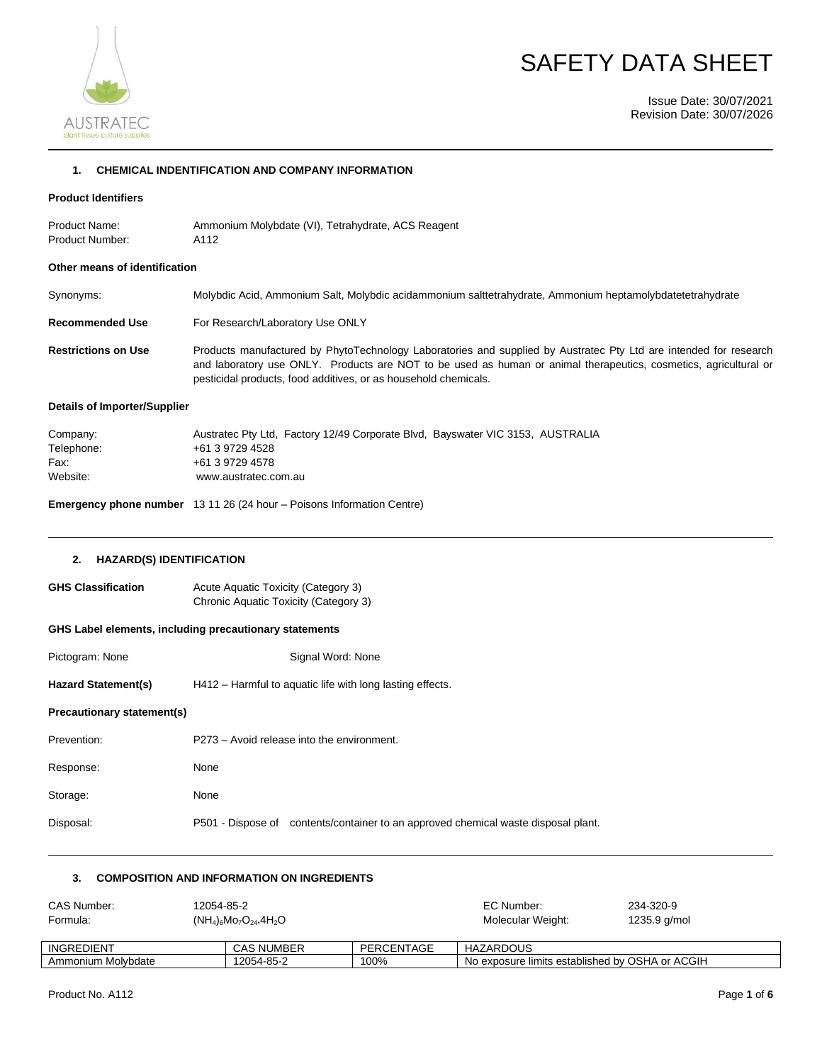# SAFETY DATA SHEET

Issue Date: 30/07/2021
Revision Date: 30/07/2026

## 1. CHEMICAL INDENTIFICATION AND COMPANY INFORMATION

**Product Identifiers**

| | |
|---|---|
| Product Name: | Ammonium Molybdate (VI), Tetrahydrate, ACS Reagent |
| Product Number: | A112 |

**Other means of identification**

| | |
|---|---|
| Synonyms: | Molybdic Acid, Ammonium Salt, Molybdic acidammonium salttetrahydrate, Ammonium heptamolybdatetetrahydrate |
| **Recommended Use** | For Research/Laboratory Use ONLY |
| **Restrictions on Use** | Products manufactured by PhytoTechnology Laboratories and supplied by Austratec Pty Ltd are intended for research and laboratory use ONLY. Products are NOT to be used as human or animal therapeutics, cosmetics, agricultural or pesticidal products, food additives, or as household chemicals. |

**Details of Importer/Supplier**

| | |
|---|---|
| Company: | Austratec Pty Ltd, Factory 12/49 Corporate Blvd, Bayswater VIC 3153, AUSTRALIA |
| Telephone: | +61 3 9729 4528 |
| Fax: | +61 3 9729 4578 |
| Website: | www.austratec.com.au |

**Emergency phone number** 13 11 26 (24 hour – Poisons Information Centre)

## 2. HAZARD(S) IDENTIFICATION

**GHS Classification** Acute Aquatic Toxicity (Category 3)
Chronic Aquatic Toxicity (Category 3)

**GHS Label elements, including precautionary statements**

Pictogram: None Signal Word: None

**Hazard Statement(s)** H412 – Harmful to aquatic life with long lasting effects.

**Precautionary statement(s)**

| | |
|---|---|
| Prevention: | P273 – Avoid release into the environment. |
| Response: | None |
| Storage: | None |
| Disposal: | P501 - Dispose of contents/container to an approved chemical waste disposal plant. |

## 3. COMPOSITION AND INFORMATION ON INGREDIENTS

| | | | |
|---|---|---|---|
| CAS Number: | 12054-85-2 | EC Number: | 234-320-9 |
| Formula: | $(NH_4)_6Mo_7O_{24}.4H_2O$ | Molecular Weight: | 1235.9 g/mol |

| INGREDIENT | CAS NUMBER | PERCENTAGE | HAZARDOUS |
|---|---|---|---|
| Ammonium Molybdate | 12054-85-2 | 100% | No exposure limits established by OSHA or ACGIH |

Product No. A112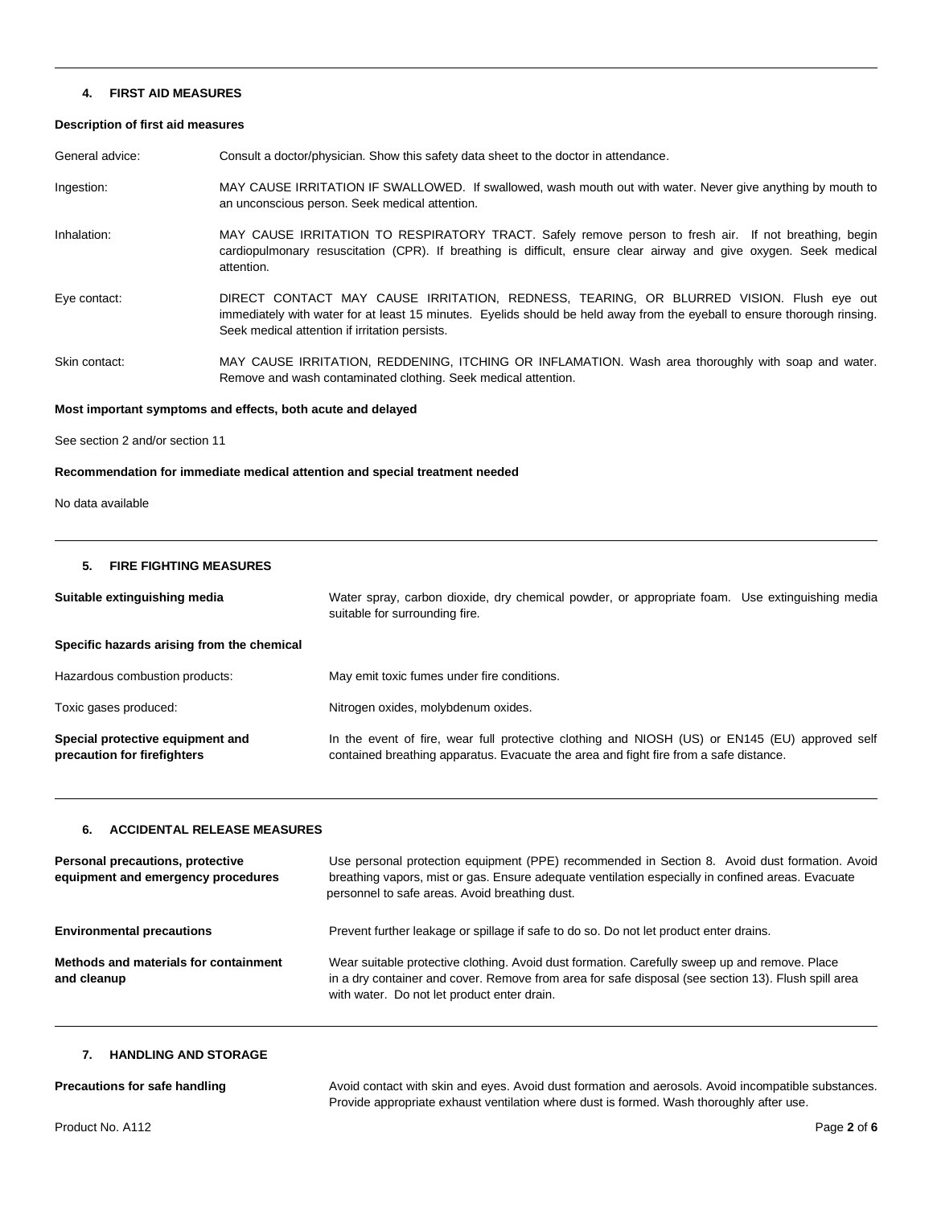## 4. FIRST AID MEASURES

**Description of first aid measures**

| | |
|---|---|
| General advice: | Consult a doctor/physician. Show this safety data sheet to the doctor in attendance. |
| Ingestion: | MAY CAUSE IRRITATION IF SWALLOWED. If swallowed, wash mouth out with water. Never give anything by mouth to an unconscious person. Seek medical attention. |
| Inhalation: | MAY CAUSE IRRITATION TO RESPIRATORY TRACT. Safely remove person to fresh air. If not breathing, begin cardiopulmonary resuscitation (CPR). If breathing is difficult, ensure clear airway and give oxygen. Seek medical attention. |
| Eye contact: | DIRECT CONTACT MAY CAUSE IRRITATION, REDNESS, TEARING, OR BLURRED VISION. Flush eye out immediately with water for at least 15 minutes. Eyelids should be held away from the eyeball to ensure thorough rinsing. Seek medical attention if irritation persists. |
| Skin contact: | MAY CAUSE IRRITATION, REDDENING, ITCHING OR INFLAMATION. Wash area thoroughly with soap and water. Remove and wash contaminated clothing. Seek medical attention. |

**Most important symptoms and effects, both acute and delayed**

See section 2 and/or section 11

**Recommendation for immediate medical attention and special treatment needed**

No data available

## 5. FIRE FIGHTING MEASURES

| | |
|---|---|
| **Suitable extinguishing media** | Water spray, carbon dioxide, dry chemical powder, or appropriate foam. Use extinguishing media suitable for surrounding fire. |
| **Specific hazards arising from the chemical** | |
| Hazardous combustion products: | May emit toxic fumes under fire conditions. |
| Toxic gases produced: | Nitrogen oxides, molybdenum oxides. |
| **Special protective equipment and precaution for firefighters** | In the event of fire, wear full protective clothing and NIOSH (US) or EN145 (EU) approved self contained breathing apparatus. Evacuate the area and fight fire from a safe distance. |

## 6. ACCIDENTAL RELEASE MEASURES

| | |
|---|---|
| **Personal precautions, protective equipment and emergency procedures** | Use personal protection equipment (PPE) recommended in Section 8. Avoid dust formation. Avoid breathing vapors, mist or gas. Ensure adequate ventilation especially in confined areas. Evacuate personnel to safe areas. Avoid breathing dust. |
| **Environmental precautions** | Prevent further leakage or spillage if safe to do so. Do not let product enter drains. |
| **Methods and materials for containment and cleanup** | Wear suitable protective clothing. Avoid dust formation. Carefully sweep up and remove. Place in a dry container and cover. Remove from area for safe disposal (see section 13). Flush spill area with water. Do not let product enter drain. |

## 7. HANDLING AND STORAGE

| | |
|---|---|
| **Precautions for safe handling** | Avoid contact with skin and eyes. Avoid dust formation and aerosols. Avoid incompatible substances. Provide appropriate exhaust ventilation where dust is formed. Wash thoroughly after use. |

Product No. A112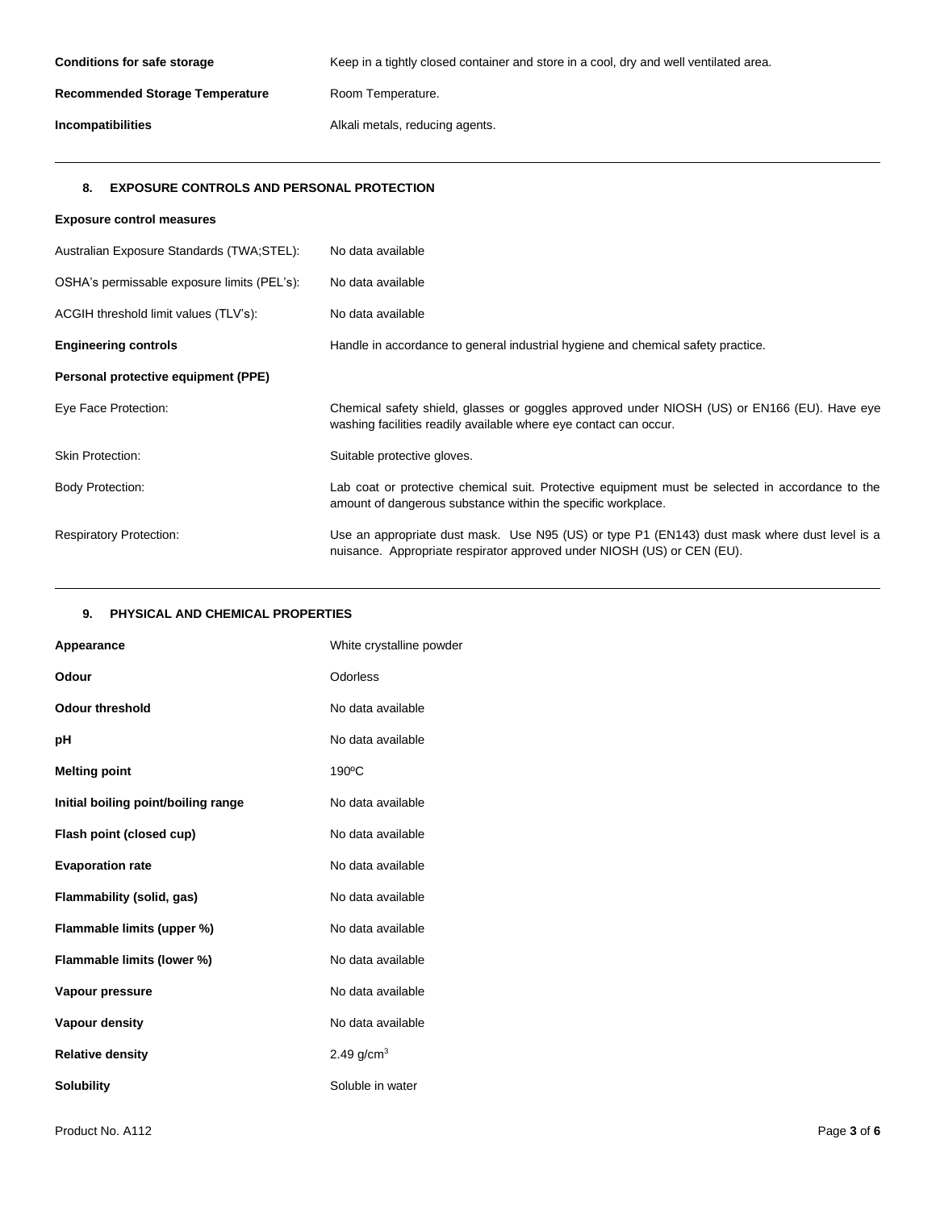**Conditions for safe storage** Keep in a tightly closed container and store in a cool, dry and well ventilated area.

**Recommended Storage Temperature** Room Temperature.

**Incompatibilities** Alkali metals, reducing agents.

---

## 8. EXPOSURE CONTROLS AND PERSONAL PROTECTION

**Exposure control measures**

| | |
|---|---|
| Australian Exposure Standards (TWA;STEL): | No data available |
| OSHA's permissable exposure limits (PEL's): | No data available |
| ACGIH threshold limit values (TLV's): | No data available |
| **Engineering controls** | Handle in accordance to general industrial hygiene and chemical safety practice. |

**Personal protective equipment (PPE)**

| | |
|---|---|
| Eye Face Protection: | Chemical safety shield, glasses or goggles approved under NIOSH (US) or EN166 (EU). Have eye washing facilities readily available where eye contact can occur. |
| Skin Protection: | Suitable protective gloves. |
| Body Protection: | Lab coat or protective chemical suit. Protective equipment must be selected in accordance to the amount of dangerous substance within the specific workplace. |
| Respiratory Protection: | Use an appropriate dust mask. Use N95 (US) or type P1 (EN143) dust mask where dust level is a nuisance. Appropriate respirator approved under NIOSH (US) or CEN (EU). |

---

## 9. PHYSICAL AND CHEMICAL PROPERTIES

| | |
|---|---|
| **Appearance** | White crystalline powder |
| **Odour** | Odorless |
| **Odour threshold** | No data available |
| **pH** | No data available |
| **Melting point** | 190ºC |
| **Initial boiling point/boiling range** | No data available |
| **Flash point (closed cup)** | No data available |
| **Evaporation rate** | No data available |
| **Flammability (solid, gas)** | No data available |
| **Flammable limits (upper %)** | No data available |
| **Flammable limits (lower %)** | No data available |
| **Vapour pressure** | No data available |
| **Vapour density** | No data available |
| **Relative density** | 2.49 g/cm$^3$ |
| **Solubility** | Soluble in water |

Product No. A112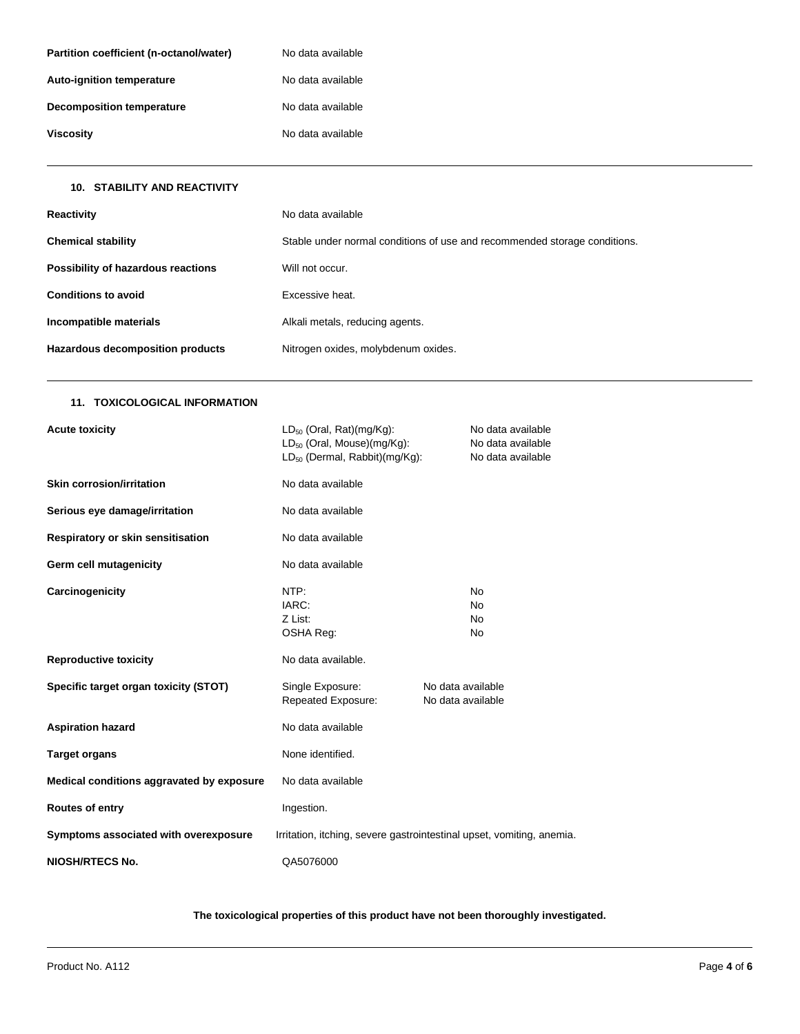| | |
|---|---|
| **Partition coefficient (n-octanol/water)** | No data available |
| **Auto-ignition temperature** | No data available |
| **Decomposition temperature** | No data available |
| **Viscosity** | No data available |

## 10. STABILITY AND REACTIVITY

| | |
|---|---|
| **Reactivity** | No data available |
| **Chemical stability** | Stable under normal conditions of use and recommended storage conditions. |
| **Possibility of hazardous reactions** | Will not occur. |
| **Conditions to avoid** | Excessive heat. |
| **Incompatible materials** | Alkali metals, reducing agents. |
| **Hazardous decomposition products** | Nitrogen oxides, molybdenum oxides. |

## 11. TOXICOLOGICAL INFORMATION

| | | |
|---|---|---|
| **Acute toxicity** | $LD_{50}$ (Oral, Rat)(mg/Kg): | No data available |
| | $LD_{50}$ (Oral, Mouse)(mg/Kg): | No data available |
| | $LD_{50}$ (Dermal, Rabbit)(mg/Kg): | No data available |
| **Skin corrosion/irritation** | No data available | |
| **Serious eye damage/irritation** | No data available | |
| **Respiratory or skin sensitisation** | No data available | |
| **Germ cell mutagenicity** | No data available | |
| **Carcinogenicity** | NTP: | No |
| | IARC: | No |
| | Z List: | No |
| | OSHA Reg: | No |
| **Reproductive toxicity** | No data available. | |
| **Specific target organ toxicity (STOT)** | Single Exposure: | No data available |
| | Repeated Exposure: | No data available |
| **Aspiration hazard** | No data available | |
| **Target organs** | None identified. | |
| **Medical conditions aggravated by exposure** | No data available | |
| **Routes of entry** | Ingestion. | |
| **Symptoms associated with overexposure** | Irritation, itching, severe gastrointestinal upset, vomiting, anemia. | |
| **NIOSH/RTECS No.** | QA5076000 | |

**The toxicological properties of this product have not been thoroughly investigated.**

Product No. A112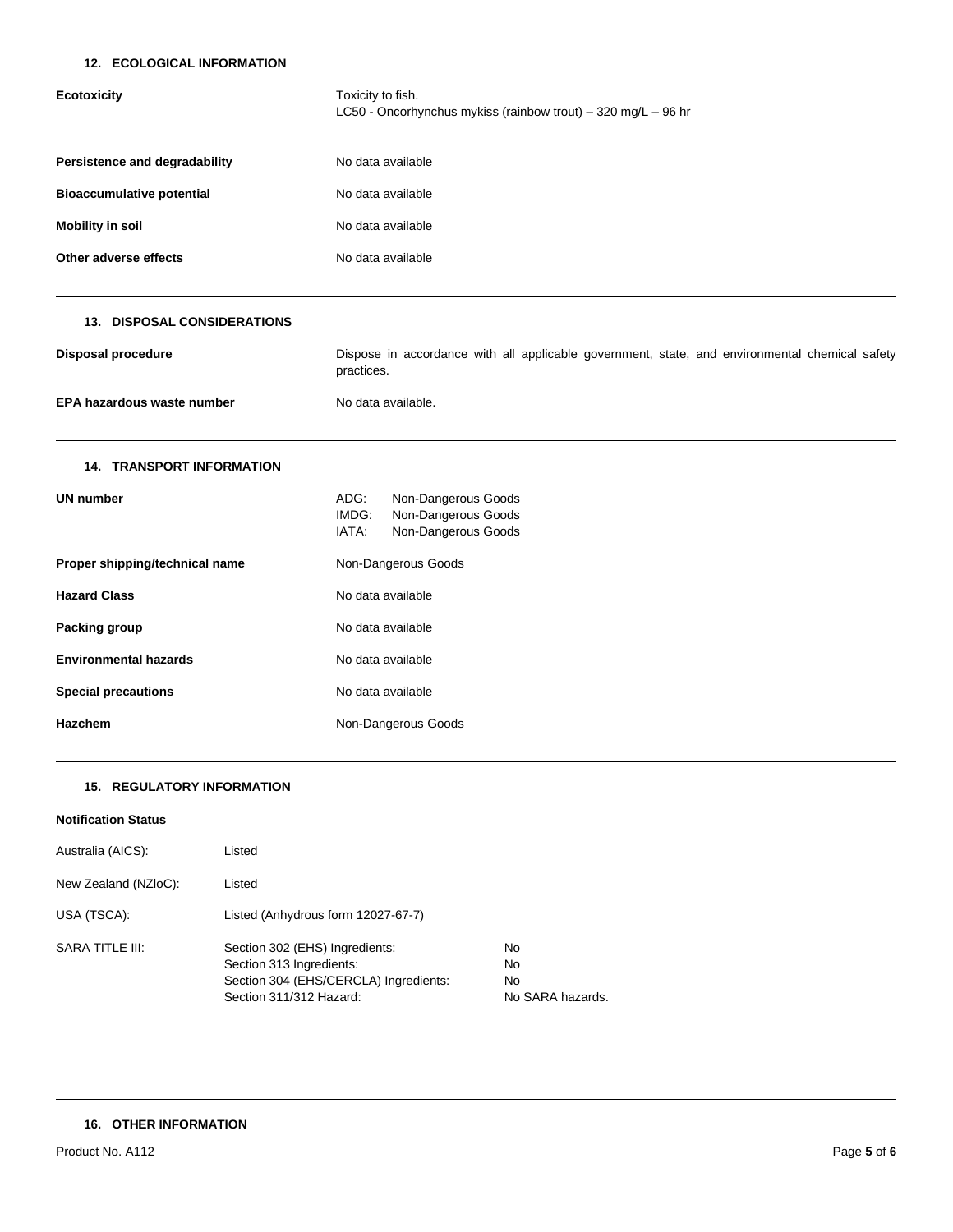## 12. ECOLOGICAL INFORMATION

| | |
|---|---|
| **Ecotoxicity** | Toxicity to fish.<br>LC50 - Oncorhynchus mykiss (rainbow trout) – 320 mg/L – 96 hr |
| **Persistence and degradability** | No data available |
| **Bioaccumulative potential** | No data available |
| **Mobility in soil** | No data available |
| **Other adverse effects** | No data available |

## 13. DISPOSAL CONSIDERATIONS

| | |
|---|---|
| **Disposal procedure** | Dispose in accordance with all applicable government, state, and environmental chemical safety practices. |
| **EPA hazardous waste number** | No data available. |

## 14. TRANSPORT INFORMATION

| | |
|---|---|
| **UN number** | ADG: Non-Dangerous Goods<br>IMDG: Non-Dangerous Goods<br>IATA: Non-Dangerous Goods |
| **Proper shipping/technical name** | Non-Dangerous Goods |
| **Hazard Class** | No data available |
| **Packing group** | No data available |
| **Environmental hazards** | No data available |
| **Special precautions** | No data available |
| **Hazchem** | Non-Dangerous Goods |

## 15. REGULATORY INFORMATION

**Notification Status**

| | | |
|---|---|---|
| Australia (AICS): | Listed | |
| New Zealand (NZIoC): | Listed | |
| USA (TSCA): | Listed (Anhydrous form 12027-67-7) | |
| SARA TITLE III: | Section 302 (EHS) Ingredients: | No |
| | Section 313 Ingredients: | No |
| | Section 304 (EHS/CERCLA) Ingredients: | No |
| | Section 311/312 Hazard: | No SARA hazards. |

## 16. OTHER INFORMATION

Product No. A112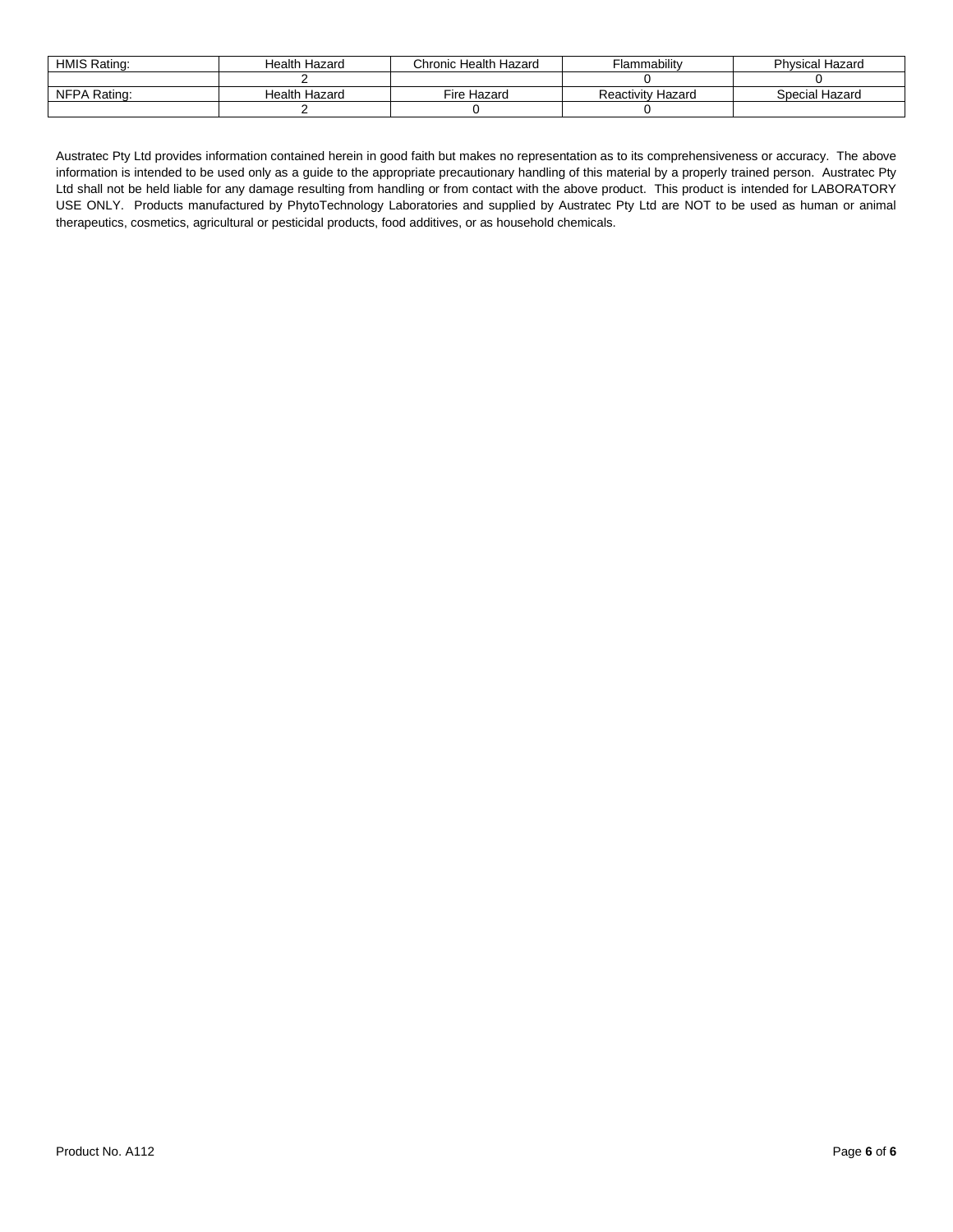| HMIS Rating: | Health Hazard | Chronic Health Hazard | Flammability | Physical Hazard |
|---|---|---|---|---|
| | 2 | | 0 | 0 |
| NFPA Rating: | Health Hazard | Fire Hazard | Reactivity Hazard | Special Hazard |
| | 2 | 0 | 0 | |

Austratec Pty Ltd provides information contained herein in good faith but makes no representation as to its comprehensiveness or accuracy. The above information is intended to be used only as a guide to the appropriate precautionary handling of this material by a properly trained person. Austratec Pty Ltd shall not be held liable for any damage resulting from handling or from contact with the above product. This product is intended for LABORATORY USE ONLY. Products manufactured by PhytoTechnology Laboratories and supplied by Austratec Pty Ltd are NOT to be used as human or animal therapeutics, cosmetics, agricultural or pesticidal products, food additives, or as household chemicals.

Product No. A112